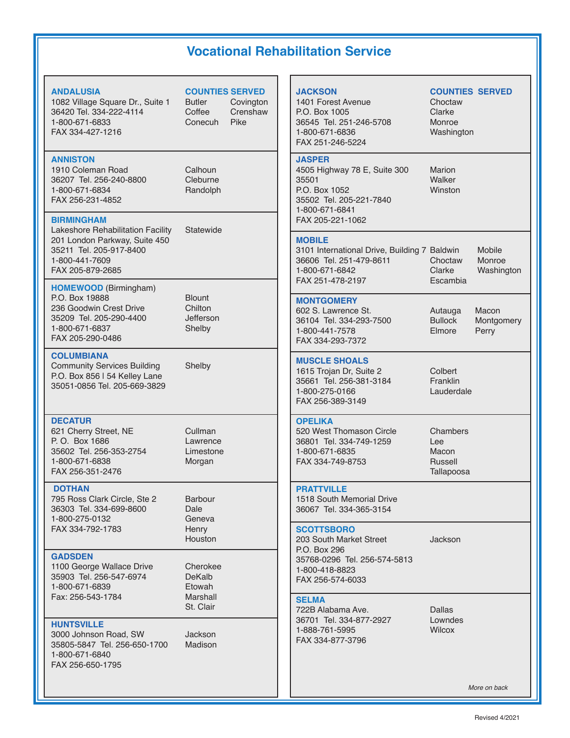# Vocational Rehabilitation Service

| Office | Counties Served |
|---|---|
| **ANDALUSIA**<br>1082 Village Square Dr., Suite 1<br>36420 Tel. 334-222-4114<br>1-800-671-6833<br>FAX 334-427-1216 | Butler, Covington, Coffee, Crenshaw, Conecuh, Pike |
| **ANNISTON**<br>1910 Coleman Road<br>36207 Tel. 256-240-8800<br>1-800-671-6834<br>FAX 256-231-4852 | Calhoun, Cleburne, Randolph |
| **BIRMINGHAM**<br>Lakeshore Rehabilitation Facility<br>201 London Parkway, Suite 450<br>35211 Tel. 205-917-8400<br>1-800-441-7609<br>FAX 205-879-2685 | Statewide |
| **HOMEWOOD** (Birmingham)<br>P.O. Box 19888<br>236 Goodwin Crest Drive<br>35209 Tel. 205-290-4400<br>1-800-671-6837<br>FAX 205-290-0486 | Blount, Chilton, Jefferson, Shelby |
| **COLUMBIANA**<br>Community Services Building<br>P.O. Box 856 \| 54 Kelley Lane<br>35051-0856 Tel. 205-669-3829 | Shelby |
| **DECATUR**<br>621 Cherry Street, NE<br>P. O. Box 1686<br>35602 Tel. 256-353-2754<br>1-800-671-6838<br>FAX 256-351-2476 | Cullman, Lawrence, Limestone, Morgan |
| **DOTHAN**<br>795 Ross Clark Circle, Ste 2<br>36303 Tel. 334-699-8600<br>1-800-275-0132<br>FAX 334-792-1783 | Barbour, Dale, Geneva, Henry, Houston |
| **GADSDEN**<br>1100 George Wallace Drive<br>35903 Tel. 256-547-6974<br>1-800-671-6839<br>Fax: 256-543-1784 | Cherokee, DeKalb, Etowah, Marshall, St. Clair |
| **HUNTSVILLE**<br>3000 Johnson Road, SW<br>35805-5847 Tel. 256-650-1700<br>1-800-671-6840<br>FAX 256-650-1795 | Jackson, Madison |
| **JACKSON**<br>1401 Forest Avenue<br>P.O. Box 1005<br>36545 Tel. 251-246-5708<br>1-800-671-6836<br>FAX 251-246-5224 | Choctaw, Clarke, Monroe, Washington |
| **JASPER**<br>4505 Highway 78 E, Suite 300<br>35501<br>P.O. Box 1052<br>35502 Tel. 205-221-7840<br>1-800-671-6841<br>FAX 205-221-1062 | Marion, Walker, Winston |
| **MOBILE**<br>3101 International Drive, Building 7<br>36606 Tel. 251-479-8611<br>1-800-671-6842<br>FAX 251-478-2197 | Baldwin, Mobile, Choctaw, Monroe, Clarke, Washington, Escambia |
| **MONTGOMERY**<br>602 S. Lawrence St.<br>36104 Tel. 334-293-7500<br>1-800-441-7578<br>FAX 334-293-7372 | Autauga, Macon, Bullock, Montgomery, Elmore, Perry |
| **MUSCLE SHOALS**<br>1615 Trojan Dr, Suite 2<br>35661 Tel. 256-381-3184<br>1-800-275-0166<br>FAX 256-389-3149 | Colbert, Franklin, Lauderdale |
| **OPELIKA**<br>520 West Thomason Circle<br>36801 Tel. 334-749-1259<br>1-800-671-6835<br>FAX 334-749-8753 | Chambers, Lee, Macon, Russell, Tallapoosa |
| **PRATTVILLE**<br>1518 South Memorial Drive<br>36067 Tel. 334-365-3154 | |
| **SCOTTSBORO**<br>203 South Market Street<br>P.O. Box 296<br>35768-0296 Tel. 256-574-5813<br>1-800-418-8823<br>FAX 256-574-6033 | Jackson |
| **SELMA**<br>722B Alabama Ave.<br>36701 Tel. 334-877-2927<br>1-888-761-5995<br>FAX 334-877-3796 | Dallas, Lowndes, Wilcox |

*More on back*

Revised 4/2021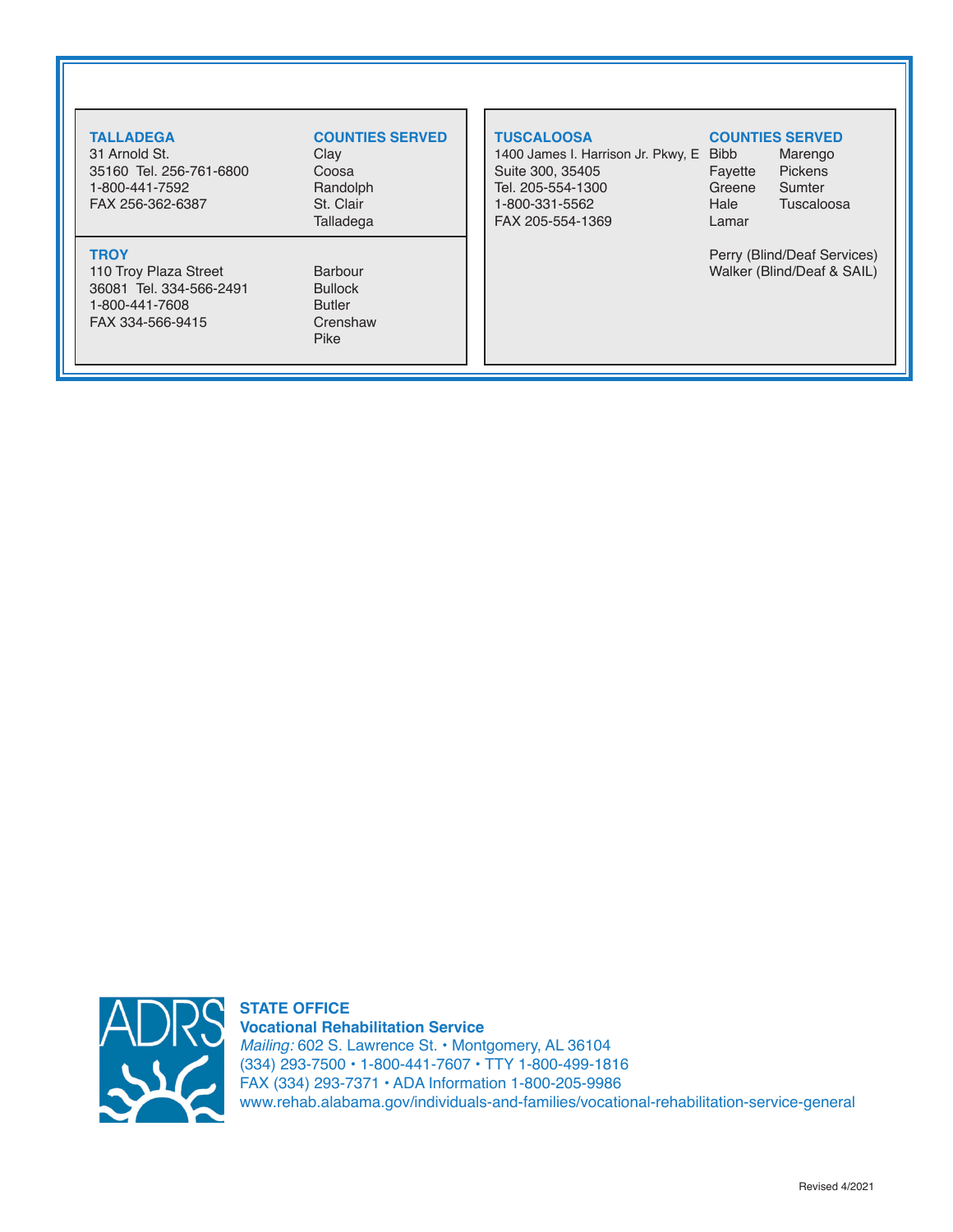### TALLADEGA

31 Arnold St.
35160 Tel. 256-761-6800
1-800-441-7592
FAX 256-362-6387

**COUNTIES SERVED**

Clay
Coosa
Randolph
St. Clair
Talladega

### TROY

110 Troy Plaza Street
36081 Tel. 334-566-2491
1-800-441-7608
FAX 334-566-9415

**COUNTIES SERVED**

Barbour
Bullock
Butler
Crenshaw
Pike

### TUSCALOOSA

1400 James I. Harrison Jr. Pkwy, E
Suite 300, 35405
Tel. 205-554-1300
1-800-331-5562
FAX 205-554-1369

**COUNTIES SERVED**

Bibb
Fayette
Greene
Hale
Lamar
Marengo
Pickens
Sumter
Tuscaloosa

Perry (Blind/Deaf Services)
Walker (Blind/Deaf & SAIL)

ADRS

**STATE OFFICE**
**Vocational Rehabilitation Service**
*Mailing:* 602 S. Lawrence St. • Montgomery, AL 36104
(334) 293-7500 • 1-800-441-7607 • TTY 1-800-499-1816
FAX (334) 293-7371 • ADA Information 1-800-205-9986
www.rehab.alabama.gov/individuals-and-families/vocational-rehabilitation-service-general

Revised 4/2021